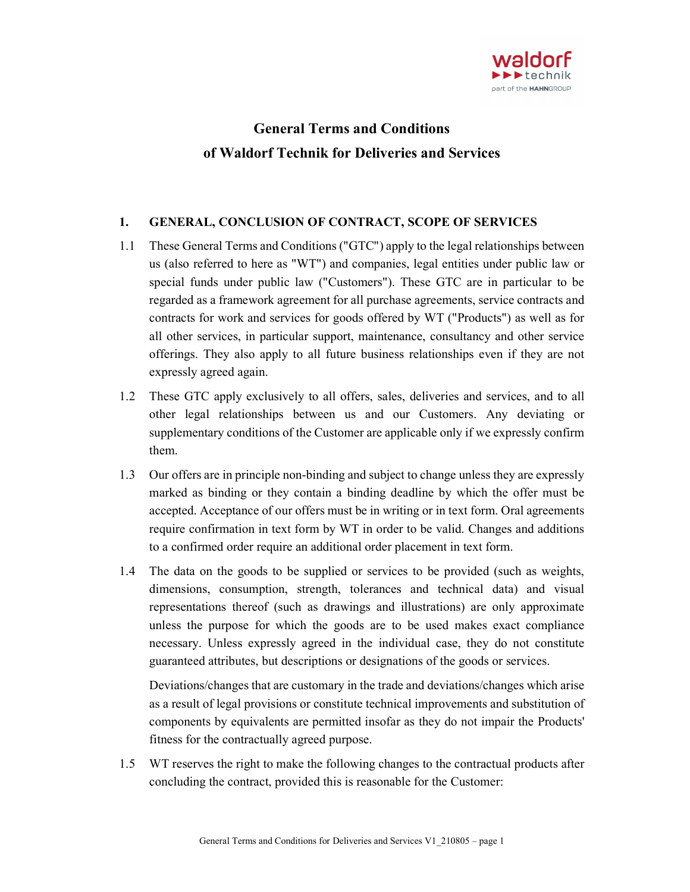# General Terms and Conditions of Waldorf Technik for Deliveries and Services

## 1. GENERAL, CONCLUSION OF CONTRACT, SCOPE OF SERVICES

1.1 These General Terms and Conditions ("GTC") apply to the legal relationships between us (also referred to here as "WT") and companies, legal entities under public law or special funds under public law ("Customers"). These GTC are in particular to be regarded as a framework agreement for all purchase agreements, service contracts and contracts for work and services for goods offered by WT ("Products") as well as for all other services, in particular support, maintenance, consultancy and other service offerings. They also apply to all future business relationships even if they are not expressly agreed again.

1.2 These GTC apply exclusively to all offers, sales, deliveries and services, and to all other legal relationships between us and our Customers. Any deviating or supplementary conditions of the Customer are applicable only if we expressly confirm them.

1.3 Our offers are in principle non-binding and subject to change unless they are expressly marked as binding or they contain a binding deadline by which the offer must be accepted. Acceptance of our offers must be in writing or in text form. Oral agreements require confirmation in text form by WT in order to be valid. Changes and additions to a confirmed order require an additional order placement in text form.

1.4 The data on the goods to be supplied or services to be provided (such as weights, dimensions, consumption, strength, tolerances and technical data) and visual representations thereof (such as drawings and illustrations) are only approximate unless the purpose for which the goods are to be used makes exact compliance necessary. Unless expressly agreed in the individual case, they do not constitute guaranteed attributes, but descriptions or designations of the goods or services.

Deviations/changes that are customary in the trade and deviations/changes which arise as a result of legal provisions or constitute technical improvements and substitution of components by equivalents are permitted insofar as they do not impair the Products' fitness for the contractually agreed purpose.

1.5 WT reserves the right to make the following changes to the contractual products after concluding the contract, provided this is reasonable for the Customer: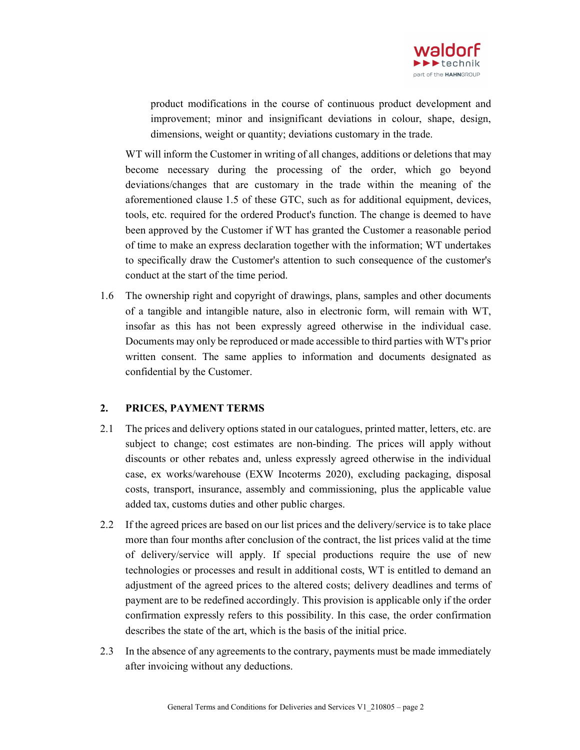product modifications in the course of continuous product development and improvement; minor and insignificant deviations in colour, shape, design, dimensions, weight or quantity; deviations customary in the trade.

WT will inform the Customer in writing of all changes, additions or deletions that may become necessary during the processing of the order, which go beyond deviations/changes that are customary in the trade within the meaning of the aforementioned clause 1.5 of these GTC, such as for additional equipment, devices, tools, etc. required for the ordered Product's function. The change is deemed to have been approved by the Customer if WT has granted the Customer a reasonable period of time to make an express declaration together with the information; WT undertakes to specifically draw the Customer's attention to such consequence of the customer's conduct at the start of the time period.

1.6 The ownership right and copyright of drawings, plans, samples and other documents of a tangible and intangible nature, also in electronic form, will remain with WT, insofar as this has not been expressly agreed otherwise in the individual case. Documents may only be reproduced or made accessible to third parties with WT's prior written consent. The same applies to information and documents designated as confidential by the Customer.

## 2. PRICES, PAYMENT TERMS

2.1 The prices and delivery options stated in our catalogues, printed matter, letters, etc. are subject to change; cost estimates are non-binding. The prices will apply without discounts or other rebates and, unless expressly agreed otherwise in the individual case, ex works/warehouse (EXW Incoterms 2020), excluding packaging, disposal costs, transport, insurance, assembly and commissioning, plus the applicable value added tax, customs duties and other public charges.

2.2 If the agreed prices are based on our list prices and the delivery/service is to take place more than four months after conclusion of the contract, the list prices valid at the time of delivery/service will apply. If special productions require the use of new technologies or processes and result in additional costs, WT is entitled to demand an adjustment of the agreed prices to the altered costs; delivery deadlines and terms of payment are to be redefined accordingly. This provision is applicable only if the order confirmation expressly refers to this possibility. In this case, the order confirmation describes the state of the art, which is the basis of the initial price.

2.3 In the absence of any agreements to the contrary, payments must be made immediately after invoicing without any deductions.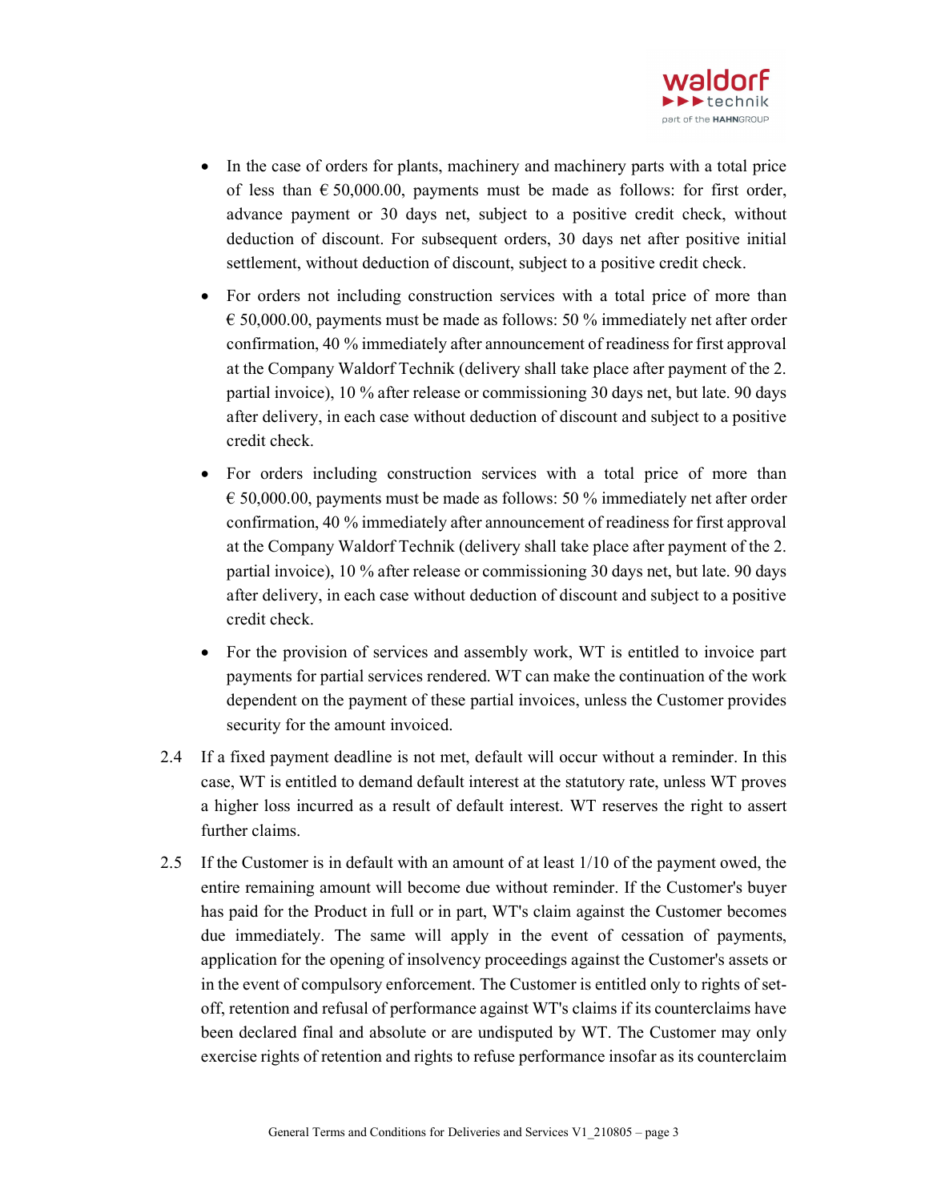- In the case of orders for plants, machinery and machinery parts with a total price of less than € 50,000.00, payments must be made as follows: for first order, advance payment or 30 days net, subject to a positive credit check, without deduction of discount. For subsequent orders, 30 days net after positive initial settlement, without deduction of discount, subject to a positive credit check.
- For orders not including construction services with a total price of more than € 50,000.00, payments must be made as follows: 50 % immediately net after order confirmation, 40 % immediately after announcement of readiness for first approval at the Company Waldorf Technik (delivery shall take place after payment of the 2. partial invoice), 10 % after release or commissioning 30 days net, but late. 90 days after delivery, in each case without deduction of discount and subject to a positive credit check.
- For orders including construction services with a total price of more than € 50,000.00, payments must be made as follows: 50 % immediately net after order confirmation, 40 % immediately after announcement of readiness for first approval at the Company Waldorf Technik (delivery shall take place after payment of the 2. partial invoice), 10 % after release or commissioning 30 days net, but late. 90 days after delivery, in each case without deduction of discount and subject to a positive credit check.
- For the provision of services and assembly work, WT is entitled to invoice part payments for partial services rendered. WT can make the continuation of the work dependent on the payment of these partial invoices, unless the Customer provides security for the amount invoiced.

2.4 If a fixed payment deadline is not met, default will occur without a reminder. In this case, WT is entitled to demand default interest at the statutory rate, unless WT proves a higher loss incurred as a result of default interest. WT reserves the right to assert further claims.

2.5 If the Customer is in default with an amount of at least 1/10 of the payment owed, the entire remaining amount will become due without reminder. If the Customer's buyer has paid for the Product in full or in part, WT's claim against the Customer becomes due immediately. The same will apply in the event of cessation of payments, application for the opening of insolvency proceedings against the Customer's assets or in the event of compulsory enforcement. The Customer is entitled only to rights of set-off, retention and refusal of performance against WT's claims if its counterclaims have been declared final and absolute or are undisputed by WT. The Customer may only exercise rights of retention and rights to refuse performance insofar as its counterclaim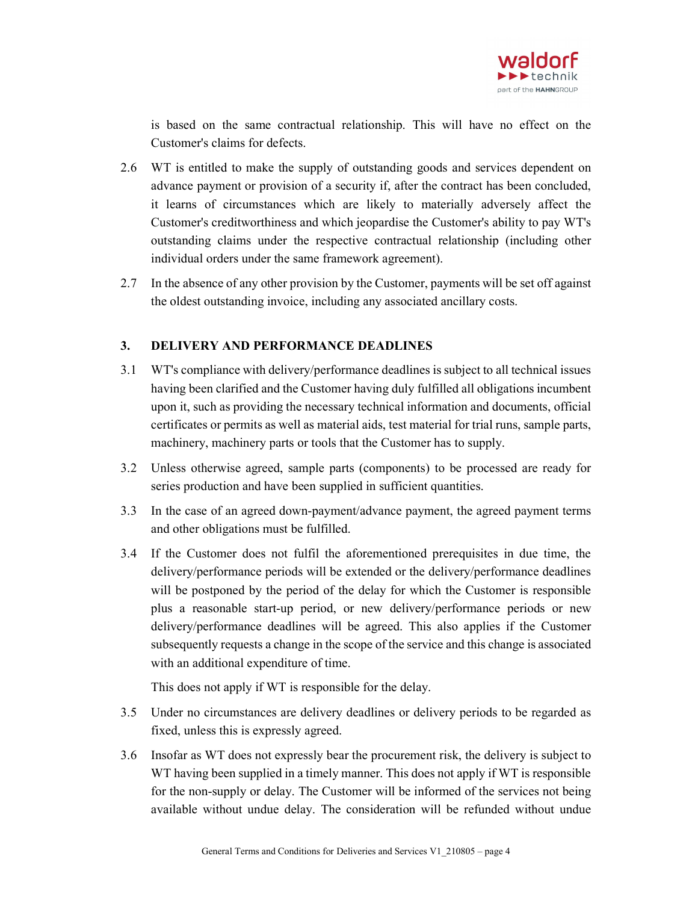is based on the same contractual relationship. This will have no effect on the Customer's claims for defects.

2.6 WT is entitled to make the supply of outstanding goods and services dependent on advance payment or provision of a security if, after the contract has been concluded, it learns of circumstances which are likely to materially adversely affect the Customer's creditworthiness and which jeopardise the Customer's ability to pay WT's outstanding claims under the respective contractual relationship (including other individual orders under the same framework agreement).

2.7 In the absence of any other provision by the Customer, payments will be set off against the oldest outstanding invoice, including any associated ancillary costs.

## 3. DELIVERY AND PERFORMANCE DEADLINES

3.1 WT's compliance with delivery/performance deadlines is subject to all technical issues having been clarified and the Customer having duly fulfilled all obligations incumbent upon it, such as providing the necessary technical information and documents, official certificates or permits as well as material aids, test material for trial runs, sample parts, machinery, machinery parts or tools that the Customer has to supply.

3.2 Unless otherwise agreed, sample parts (components) to be processed are ready for series production and have been supplied in sufficient quantities.

3.3 In the case of an agreed down-payment/advance payment, the agreed payment terms and other obligations must be fulfilled.

3.4 If the Customer does not fulfil the aforementioned prerequisites in due time, the delivery/performance periods will be extended or the delivery/performance deadlines will be postponed by the period of the delay for which the Customer is responsible plus a reasonable start-up period, or new delivery/performance periods or new delivery/performance deadlines will be agreed. This also applies if the Customer subsequently requests a change in the scope of the service and this change is associated with an additional expenditure of time.

This does not apply if WT is responsible for the delay.

3.5 Under no circumstances are delivery deadlines or delivery periods to be regarded as fixed, unless this is expressly agreed.

3.6 Insofar as WT does not expressly bear the procurement risk, the delivery is subject to WT having been supplied in a timely manner. This does not apply if WT is responsible for the non-supply or delay. The Customer will be informed of the services not being available without undue delay. The consideration will be refunded without undue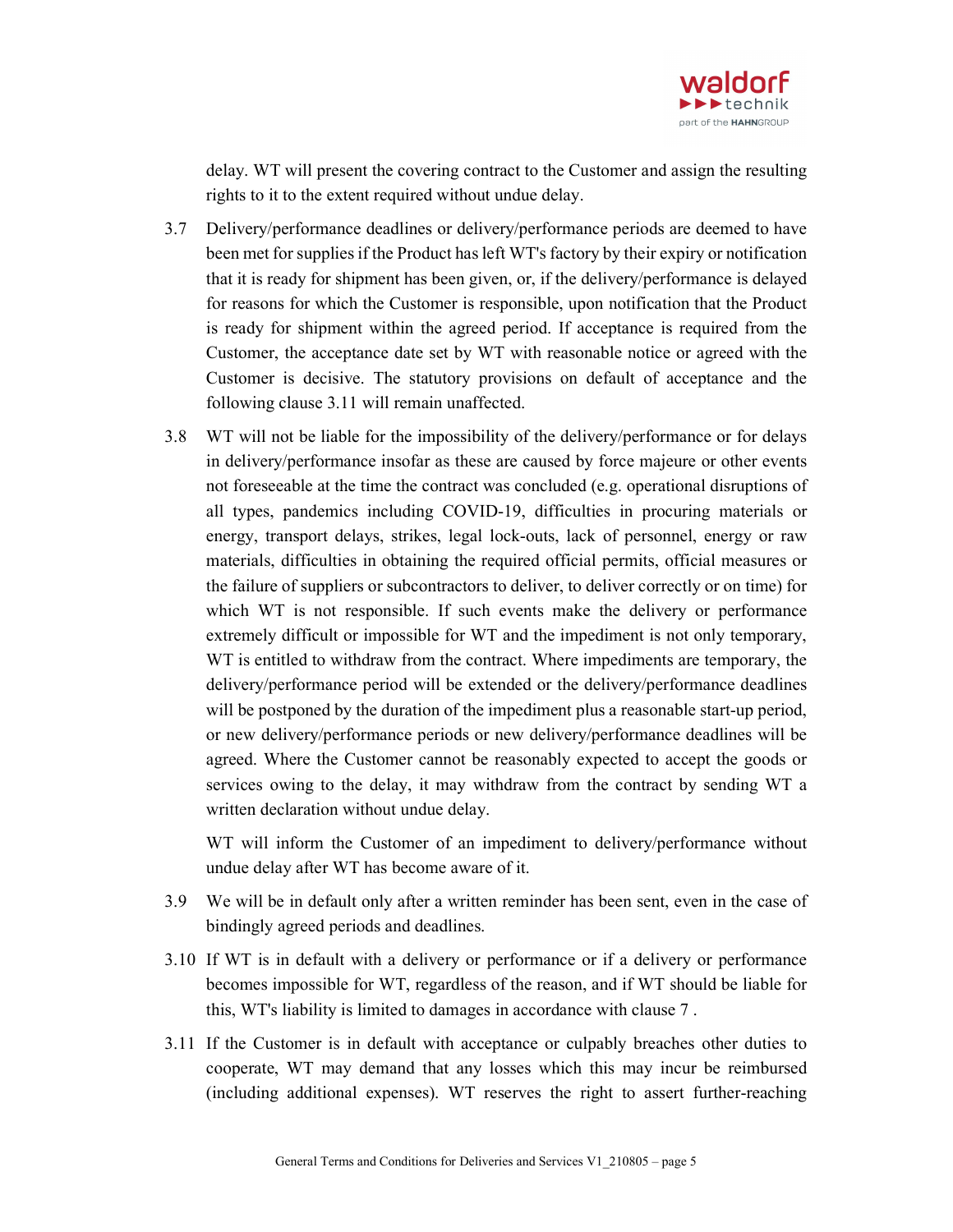delay. WT will present the covering contract to the Customer and assign the resulting rights to it to the extent required without undue delay.

3.7 Delivery/performance deadlines or delivery/performance periods are deemed to have been met for supplies if the Product has left WT's factory by their expiry or notification that it is ready for shipment has been given, or, if the delivery/performance is delayed for reasons for which the Customer is responsible, upon notification that the Product is ready for shipment within the agreed period. If acceptance is required from the Customer, the acceptance date set by WT with reasonable notice or agreed with the Customer is decisive. The statutory provisions on default of acceptance and the following clause 3.11 will remain unaffected.

3.8 WT will not be liable for the impossibility of the delivery/performance or for delays in delivery/performance insofar as these are caused by force majeure or other events not foreseeable at the time the contract was concluded (e.g. operational disruptions of all types, pandemics including COVID-19, difficulties in procuring materials or energy, transport delays, strikes, legal lock-outs, lack of personnel, energy or raw materials, difficulties in obtaining the required official permits, official measures or the failure of suppliers or subcontractors to deliver, to deliver correctly or on time) for which WT is not responsible. If such events make the delivery or performance extremely difficult or impossible for WT and the impediment is not only temporary, WT is entitled to withdraw from the contract. Where impediments are temporary, the delivery/performance period will be extended or the delivery/performance deadlines will be postponed by the duration of the impediment plus a reasonable start-up period, or new delivery/performance periods or new delivery/performance deadlines will be agreed. Where the Customer cannot be reasonably expected to accept the goods or services owing to the delay, it may withdraw from the contract by sending WT a written declaration without undue delay.

WT will inform the Customer of an impediment to delivery/performance without undue delay after WT has become aware of it.

3.9 We will be in default only after a written reminder has been sent, even in the case of bindingly agreed periods and deadlines.

3.10 If WT is in default with a delivery or performance or if a delivery or performance becomes impossible for WT, regardless of the reason, and if WT should be liable for this, WT's liability is limited to damages in accordance with clause 7 .

3.11 If the Customer is in default with acceptance or culpably breaches other duties to cooperate, WT may demand that any losses which this may incur be reimbursed (including additional expenses). WT reserves the right to assert further-reaching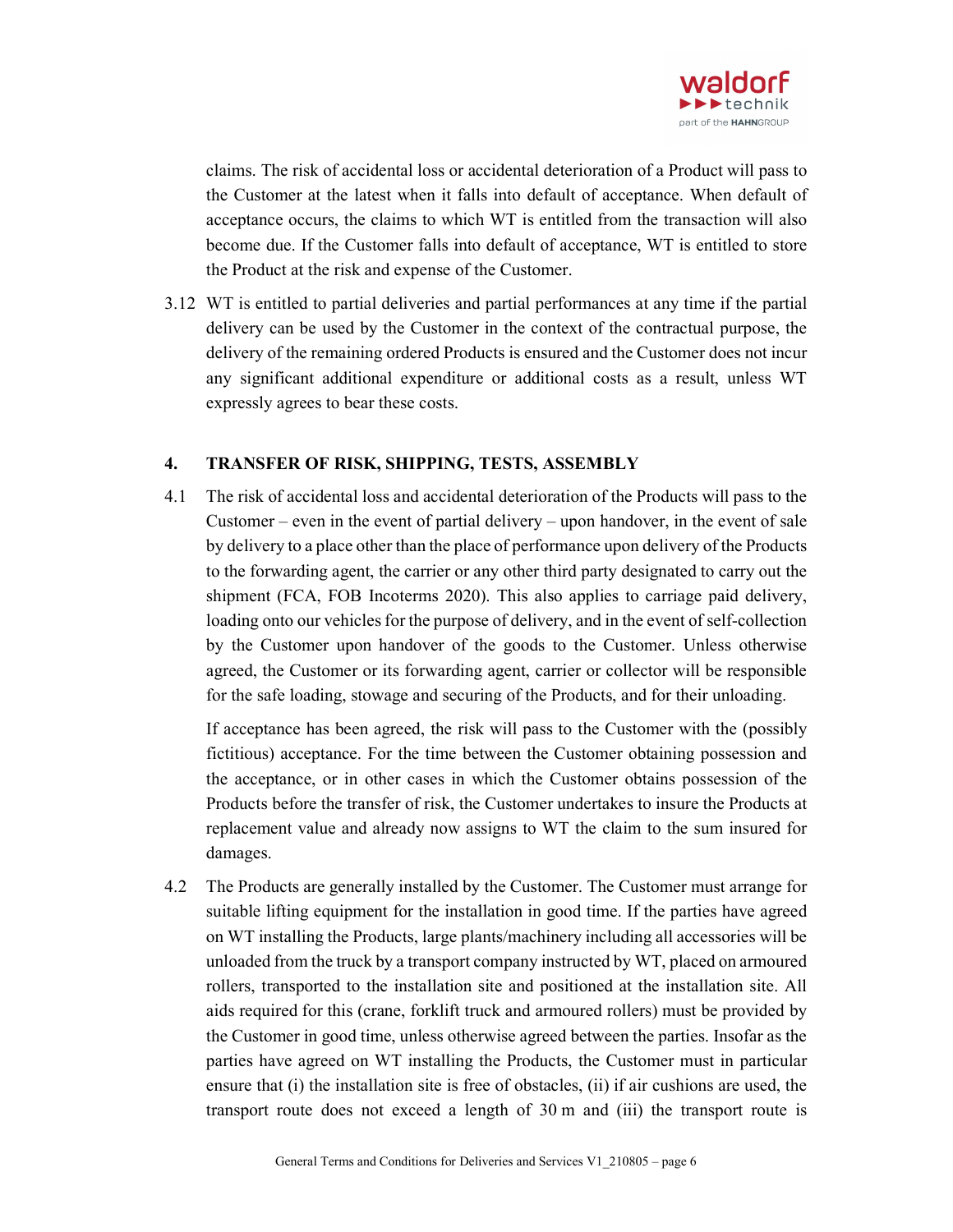claims. The risk of accidental loss or accidental deterioration of a Product will pass to the Customer at the latest when it falls into default of acceptance. When default of acceptance occurs, the claims to which WT is entitled from the transaction will also become due. If the Customer falls into default of acceptance, WT is entitled to store the Product at the risk and expense of the Customer.

3.12 WT is entitled to partial deliveries and partial performances at any time if the partial delivery can be used by the Customer in the context of the contractual purpose, the delivery of the remaining ordered Products is ensured and the Customer does not incur any significant additional expenditure or additional costs as a result, unless WT expressly agrees to bear these costs.

## 4. TRANSFER OF RISK, SHIPPING, TESTS, ASSEMBLY

4.1 The risk of accidental loss and accidental deterioration of the Products will pass to the Customer – even in the event of partial delivery – upon handover, in the event of sale by delivery to a place other than the place of performance upon delivery of the Products to the forwarding agent, the carrier or any other third party designated to carry out the shipment (FCA, FOB Incoterms 2020). This also applies to carriage paid delivery, loading onto our vehicles for the purpose of delivery, and in the event of self-collection by the Customer upon handover of the goods to the Customer. Unless otherwise agreed, the Customer or its forwarding agent, carrier or collector will be responsible for the safe loading, stowage and securing of the Products, and for their unloading.

If acceptance has been agreed, the risk will pass to the Customer with the (possibly fictitious) acceptance. For the time between the Customer obtaining possession and the acceptance, or in other cases in which the Customer obtains possession of the Products before the transfer of risk, the Customer undertakes to insure the Products at replacement value and already now assigns to WT the claim to the sum insured for damages.

4.2 The Products are generally installed by the Customer. The Customer must arrange for suitable lifting equipment for the installation in good time. If the parties have agreed on WT installing the Products, large plants/machinery including all accessories will be unloaded from the truck by a transport company instructed by WT, placed on armoured rollers, transported to the installation site and positioned at the installation site. All aids required for this (crane, forklift truck and armoured rollers) must be provided by the Customer in good time, unless otherwise agreed between the parties. Insofar as the parties have agreed on WT installing the Products, the Customer must in particular ensure that (i) the installation site is free of obstacles, (ii) if air cushions are used, the transport route does not exceed a length of 30 m and (iii) the transport route is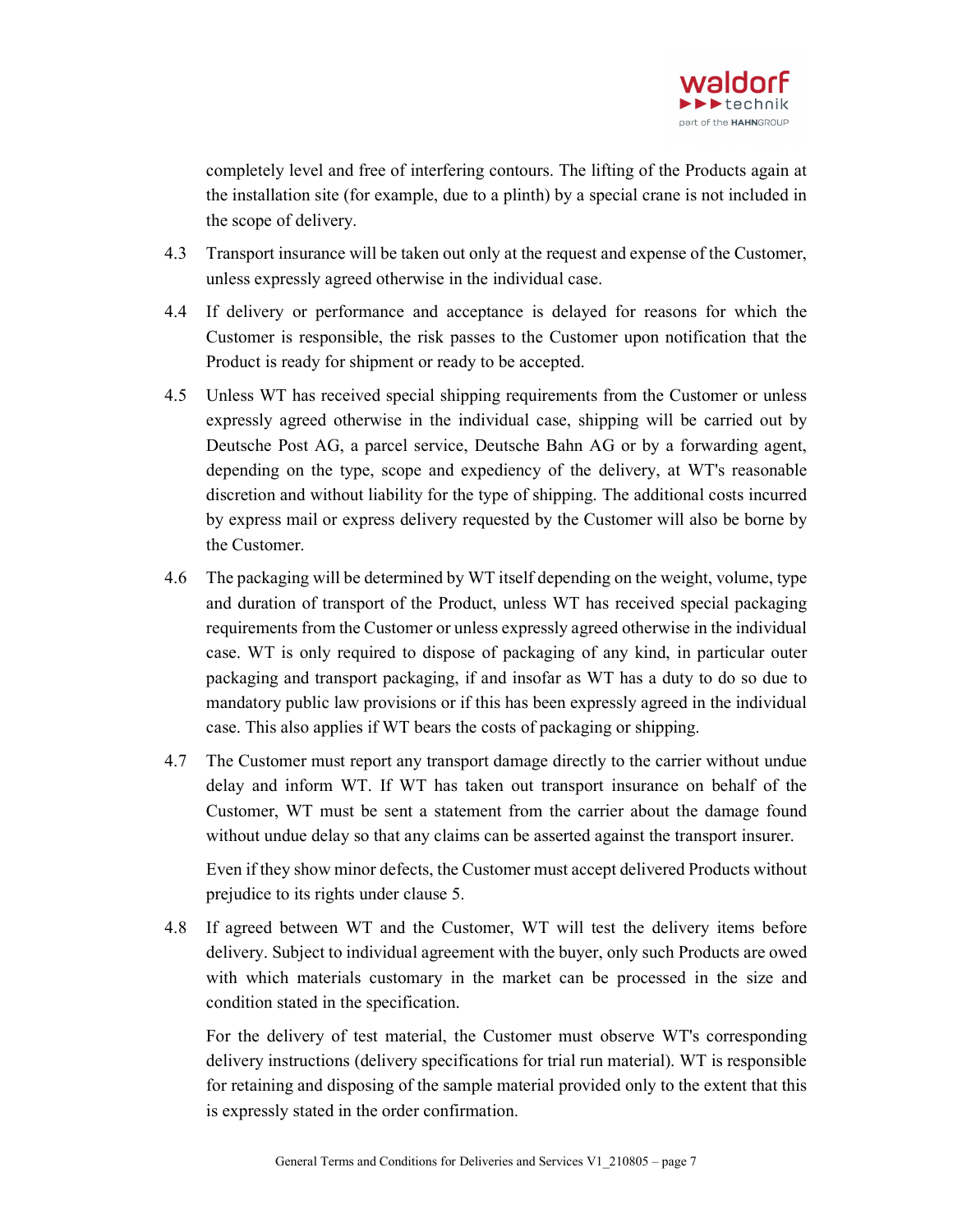completely level and free of interfering contours. The lifting of the Products again at the installation site (for example, due to a plinth) by a special crane is not included in the scope of delivery.

4.3 Transport insurance will be taken out only at the request and expense of the Customer, unless expressly agreed otherwise in the individual case.

4.4 If delivery or performance and acceptance is delayed for reasons for which the Customer is responsible, the risk passes to the Customer upon notification that the Product is ready for shipment or ready to be accepted.

4.5 Unless WT has received special shipping requirements from the Customer or unless expressly agreed otherwise in the individual case, shipping will be carried out by Deutsche Post AG, a parcel service, Deutsche Bahn AG or by a forwarding agent, depending on the type, scope and expediency of the delivery, at WT's reasonable discretion and without liability for the type of shipping. The additional costs incurred by express mail or express delivery requested by the Customer will also be borne by the Customer.

4.6 The packaging will be determined by WT itself depending on the weight, volume, type and duration of transport of the Product, unless WT has received special packaging requirements from the Customer or unless expressly agreed otherwise in the individual case. WT is only required to dispose of packaging of any kind, in particular outer packaging and transport packaging, if and insofar as WT has a duty to do so due to mandatory public law provisions or if this has been expressly agreed in the individual case. This also applies if WT bears the costs of packaging or shipping.

4.7 The Customer must report any transport damage directly to the carrier without undue delay and inform WT. If WT has taken out transport insurance on behalf of the Customer, WT must be sent a statement from the carrier about the damage found without undue delay so that any claims can be asserted against the transport insurer.

Even if they show minor defects, the Customer must accept delivered Products without prejudice to its rights under clause 5.

4.8 If agreed between WT and the Customer, WT will test the delivery items before delivery. Subject to individual agreement with the buyer, only such Products are owed with which materials customary in the market can be processed in the size and condition stated in the specification.

For the delivery of test material, the Customer must observe WT's corresponding delivery instructions (delivery specifications for trial run material). WT is responsible for retaining and disposing of the sample material provided only to the extent that this is expressly stated in the order confirmation.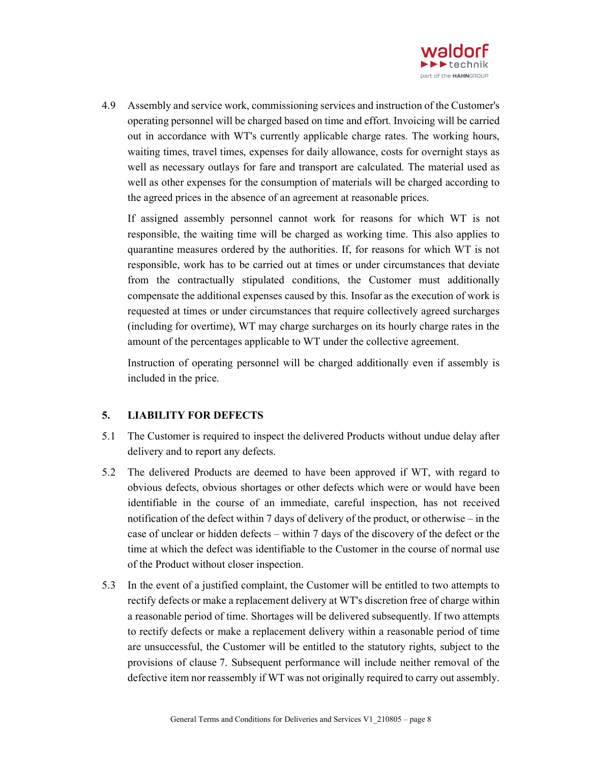4.9 Assembly and service work, commissioning services and instruction of the Customer's operating personnel will be charged based on time and effort. Invoicing will be carried out in accordance with WT's currently applicable charge rates. The working hours, waiting times, travel times, expenses for daily allowance, costs for overnight stays as well as necessary outlays for fare and transport are calculated. The material used as well as other expenses for the consumption of materials will be charged according to the agreed prices in the absence of an agreement at reasonable prices.

    If assigned assembly personnel cannot work for reasons for which WT is not responsible, the waiting time will be charged as working time. This also applies to quarantine measures ordered by the authorities. If, for reasons for which WT is not responsible, work has to be carried out at times or under circumstances that deviate from the contractually stipulated conditions, the Customer must additionally compensate the additional expenses caused by this. Insofar as the execution of work is requested at times or under circumstances that require collectively agreed surcharges (including for overtime), WT may charge surcharges on its hourly charge rates in the amount of the percentages applicable to WT under the collective agreement.

    Instruction of operating personnel will be charged additionally even if assembly is included in the price.

## 5. LIABILITY FOR DEFECTS

5.1 The Customer is required to inspect the delivered Products without undue delay after delivery and to report any defects.

5.2 The delivered Products are deemed to have been approved if WT, with regard to obvious defects, obvious shortages or other defects which were or would have been identifiable in the course of an immediate, careful inspection, has not received notification of the defect within 7 days of delivery of the product, or otherwise – in the case of unclear or hidden defects – within 7 days of the discovery of the defect or the time at which the defect was identifiable to the Customer in the course of normal use of the Product without closer inspection.

5.3 In the event of a justified complaint, the Customer will be entitled to two attempts to rectify defects or make a replacement delivery at WT's discretion free of charge within a reasonable period of time. Shortages will be delivered subsequently. If two attempts to rectify defects or make a replacement delivery within a reasonable period of time are unsuccessful, the Customer will be entitled to the statutory rights, subject to the provisions of clause 7. Subsequent performance will include neither removal of the defective item nor reassembly if WT was not originally required to carry out assembly.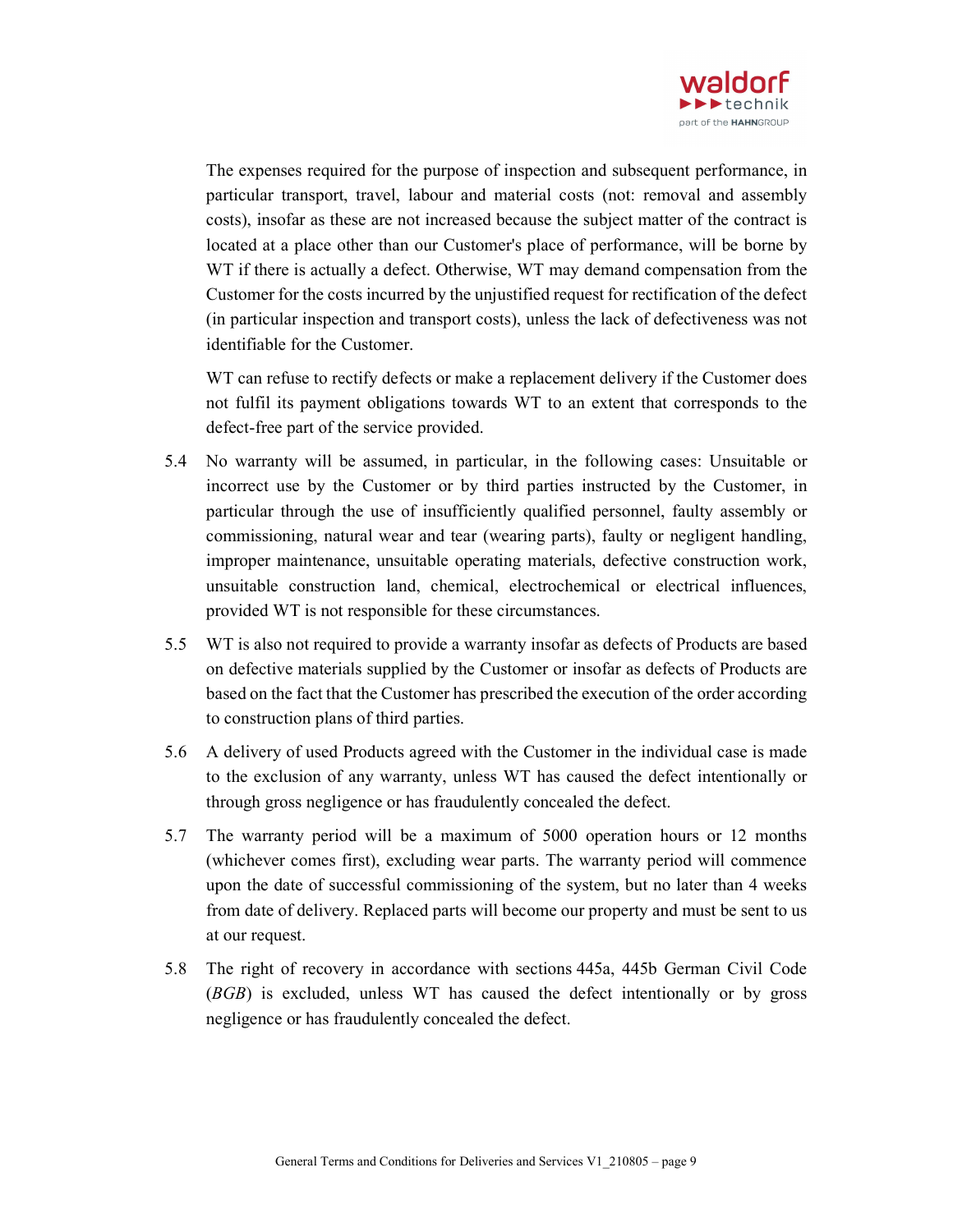The expenses required for the purpose of inspection and subsequent performance, in particular transport, travel, labour and material costs (not: removal and assembly costs), insofar as these are not increased because the subject matter of the contract is located at a place other than our Customer's place of performance, will be borne by WT if there is actually a defect. Otherwise, WT may demand compensation from the Customer for the costs incurred by the unjustified request for rectification of the defect (in particular inspection and transport costs), unless the lack of defectiveness was not identifiable for the Customer.

WT can refuse to rectify defects or make a replacement delivery if the Customer does not fulfil its payment obligations towards WT to an extent that corresponds to the defect-free part of the service provided.

5.4 No warranty will be assumed, in particular, in the following cases: Unsuitable or incorrect use by the Customer or by third parties instructed by the Customer, in particular through the use of insufficiently qualified personnel, faulty assembly or commissioning, natural wear and tear (wearing parts), faulty or negligent handling, improper maintenance, unsuitable operating materials, defective construction work, unsuitable construction land, chemical, electrochemical or electrical influences, provided WT is not responsible for these circumstances.

5.5 WT is also not required to provide a warranty insofar as defects of Products are based on defective materials supplied by the Customer or insofar as defects of Products are based on the fact that the Customer has prescribed the execution of the order according to construction plans of third parties.

5.6 A delivery of used Products agreed with the Customer in the individual case is made to the exclusion of any warranty, unless WT has caused the defect intentionally or through gross negligence or has fraudulently concealed the defect.

5.7 The warranty period will be a maximum of 5000 operation hours or 12 months (whichever comes first), excluding wear parts. The warranty period will commence upon the date of successful commissioning of the system, but no later than 4 weeks from date of delivery. Replaced parts will become our property and must be sent to us at our request.

5.8 The right of recovery in accordance with sections 445a, 445b German Civil Code (*BGB*) is excluded, unless WT has caused the defect intentionally or by gross negligence or has fraudulently concealed the defect.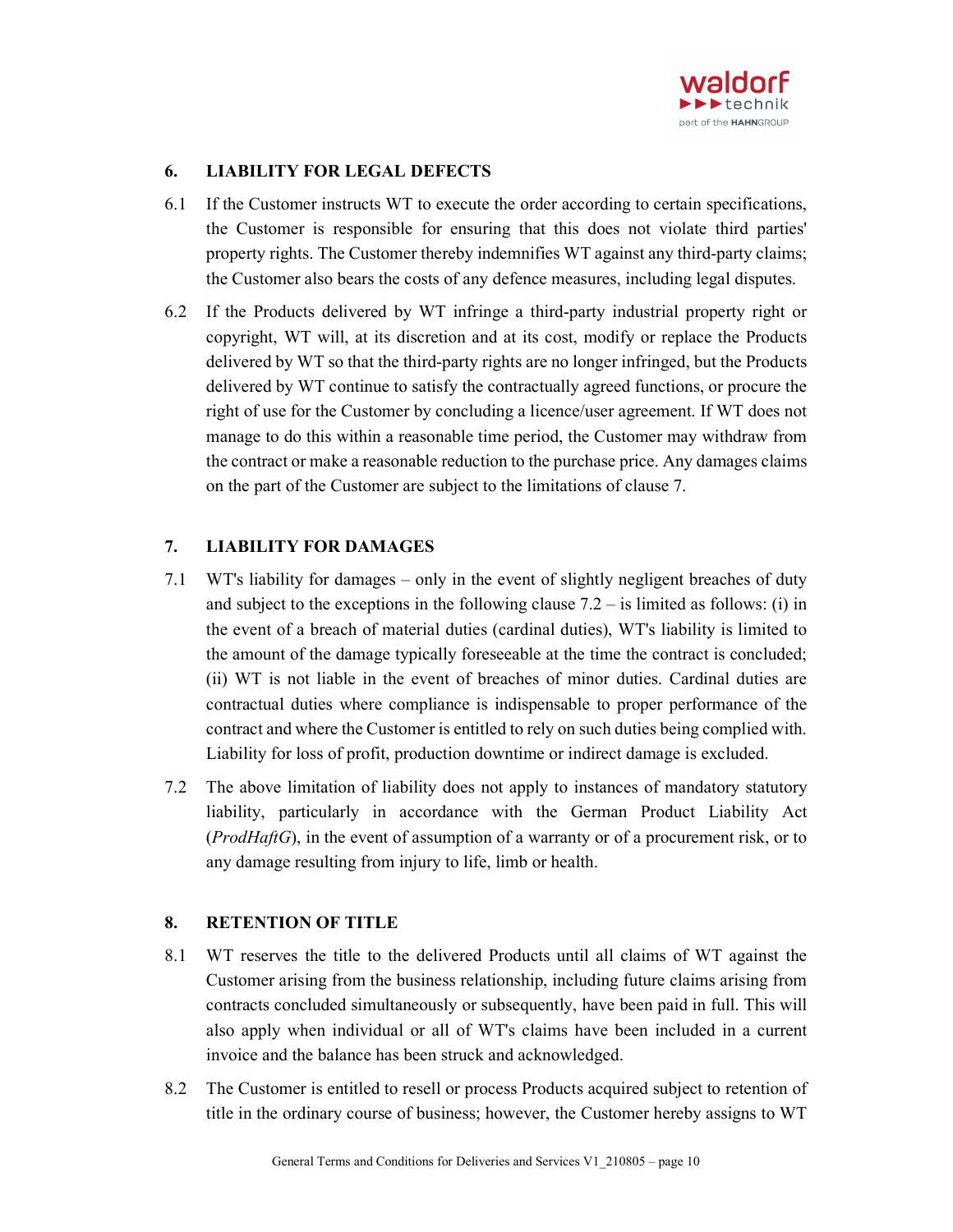## 6. LIABILITY FOR LEGAL DEFECTS

6.1 If the Customer instructs WT to execute the order according to certain specifications, the Customer is responsible for ensuring that this does not violate third parties' property rights. The Customer thereby indemnifies WT against any third-party claims; the Customer also bears the costs of any defence measures, including legal disputes.

6.2 If the Products delivered by WT infringe a third-party industrial property right or copyright, WT will, at its discretion and at its cost, modify or replace the Products delivered by WT so that the third-party rights are no longer infringed, but the Products delivered by WT continue to satisfy the contractually agreed functions, or procure the right of use for the Customer by concluding a licence/user agreement. If WT does not manage to do this within a reasonable time period, the Customer may withdraw from the contract or make a reasonable reduction to the purchase price. Any damages claims on the part of the Customer are subject to the limitations of clause 7.

## 7. LIABILITY FOR DAMAGES

7.1 WT's liability for damages – only in the event of slightly negligent breaches of duty and subject to the exceptions in the following clause 7.2 – is limited as follows: (i) in the event of a breach of material duties (cardinal duties), WT's liability is limited to the amount of the damage typically foreseeable at the time the contract is concluded; (ii) WT is not liable in the event of breaches of minor duties. Cardinal duties are contractual duties where compliance is indispensable to proper performance of the contract and where the Customer is entitled to rely on such duties being complied with. Liability for loss of profit, production downtime or indirect damage is excluded.

7.2 The above limitation of liability does not apply to instances of mandatory statutory liability, particularly in accordance with the German Product Liability Act (*ProdHaftG*), in the event of assumption of a warranty or of a procurement risk, or to any damage resulting from injury to life, limb or health.

## 8. RETENTION OF TITLE

8.1 WT reserves the title to the delivered Products until all claims of WT against the Customer arising from the business relationship, including future claims arising from contracts concluded simultaneously or subsequently, have been paid in full. This will also apply when individual or all of WT's claims have been included in a current invoice and the balance has been struck and acknowledged.

8.2 The Customer is entitled to resell or process Products acquired subject to retention of title in the ordinary course of business; however, the Customer hereby assigns to WT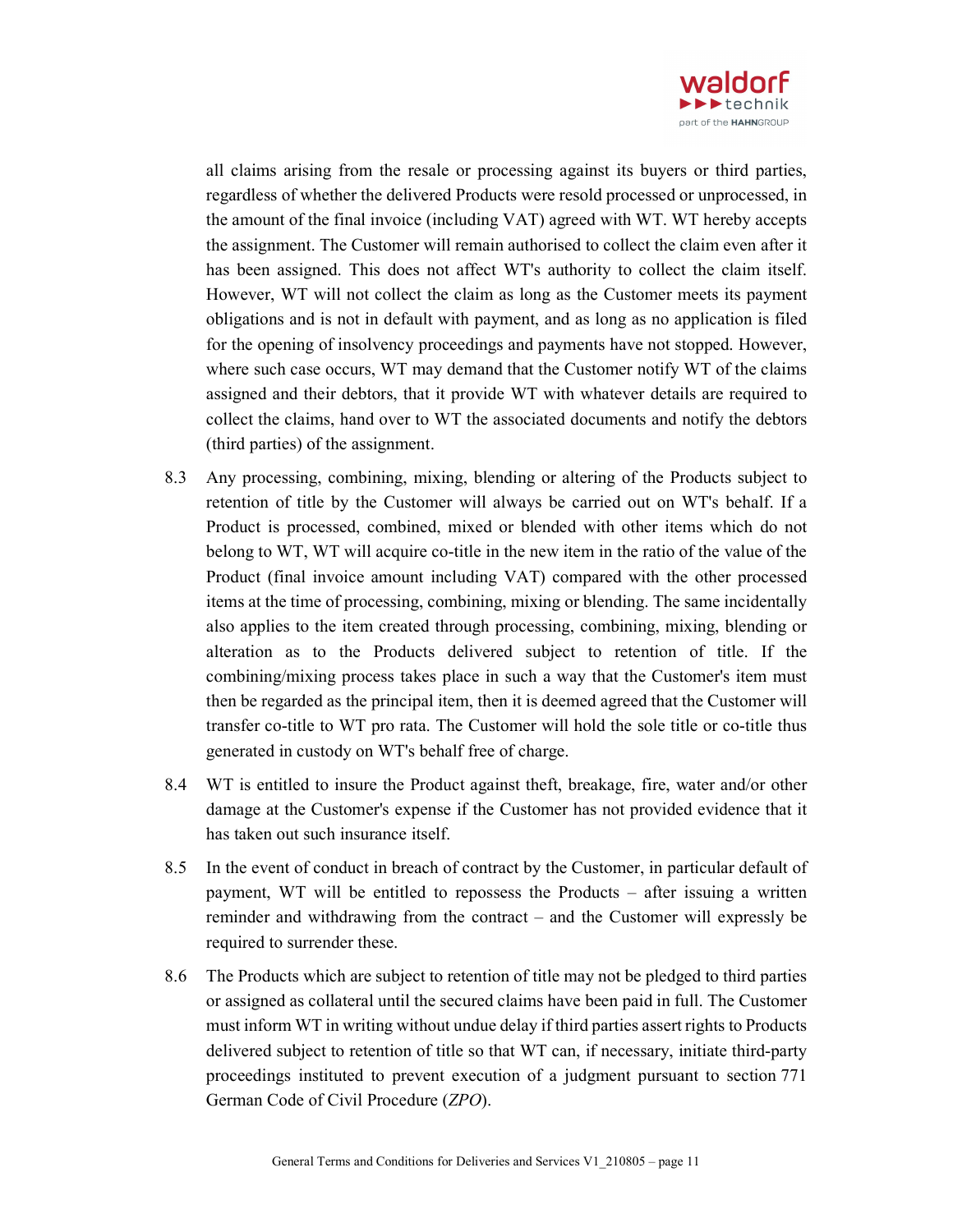all claims arising from the resale or processing against its buyers or third parties, regardless of whether the delivered Products were resold processed or unprocessed, in the amount of the final invoice (including VAT) agreed with WT. WT hereby accepts the assignment. The Customer will remain authorised to collect the claim even after it has been assigned. This does not affect WT's authority to collect the claim itself. However, WT will not collect the claim as long as the Customer meets its payment obligations and is not in default with payment, and as long as no application is filed for the opening of insolvency proceedings and payments have not stopped. However, where such case occurs, WT may demand that the Customer notify WT of the claims assigned and their debtors, that it provide WT with whatever details are required to collect the claims, hand over to WT the associated documents and notify the debtors (third parties) of the assignment.

8.3 Any processing, combining, mixing, blending or altering of the Products subject to retention of title by the Customer will always be carried out on WT's behalf. If a Product is processed, combined, mixed or blended with other items which do not belong to WT, WT will acquire co-title in the new item in the ratio of the value of the Product (final invoice amount including VAT) compared with the other processed items at the time of processing, combining, mixing or blending. The same incidentally also applies to the item created through processing, combining, mixing, blending or alteration as to the Products delivered subject to retention of title. If the combining/mixing process takes place in such a way that the Customer's item must then be regarded as the principal item, then it is deemed agreed that the Customer will transfer co-title to WT pro rata. The Customer will hold the sole title or co-title thus generated in custody on WT's behalf free of charge.

8.4 WT is entitled to insure the Product against theft, breakage, fire, water and/or other damage at the Customer's expense if the Customer has not provided evidence that it has taken out such insurance itself.

8.5 In the event of conduct in breach of contract by the Customer, in particular default of payment, WT will be entitled to repossess the Products – after issuing a written reminder and withdrawing from the contract – and the Customer will expressly be required to surrender these.

8.6 The Products which are subject to retention of title may not be pledged to third parties or assigned as collateral until the secured claims have been paid in full. The Customer must inform WT in writing without undue delay if third parties assert rights to Products delivered subject to retention of title so that WT can, if necessary, initiate third-party proceedings instituted to prevent execution of a judgment pursuant to section 771 German Code of Civil Procedure (*ZPO*).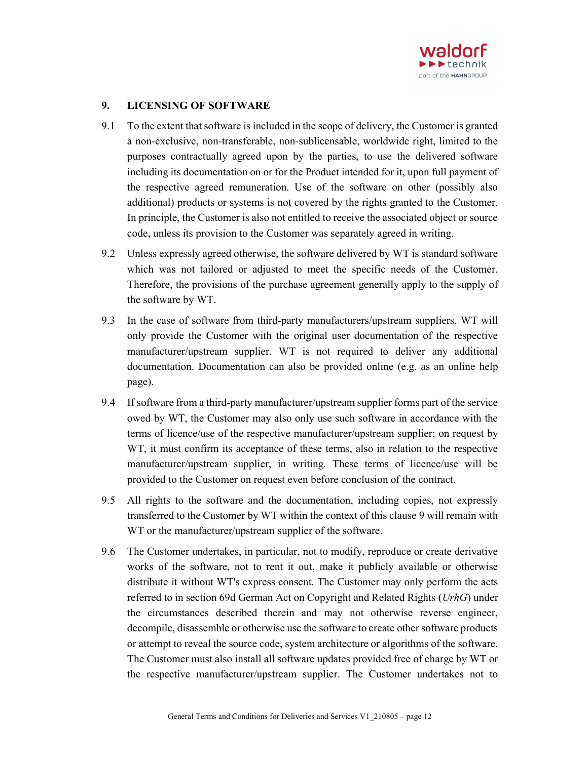## 9. LICENSING OF SOFTWARE

9.1 To the extent that software is included in the scope of delivery, the Customer is granted a non-exclusive, non-transferable, non-sublicensable, worldwide right, limited to the purposes contractually agreed upon by the parties, to use the delivered software including its documentation on or for the Product intended for it, upon full payment of the respective agreed remuneration. Use of the software on other (possibly also additional) products or systems is not covered by the rights granted to the Customer. In principle, the Customer is also not entitled to receive the associated object or source code, unless its provision to the Customer was separately agreed in writing.

9.2 Unless expressly agreed otherwise, the software delivered by WT is standard software which was not tailored or adjusted to meet the specific needs of the Customer. Therefore, the provisions of the purchase agreement generally apply to the supply of the software by WT.

9.3 In the case of software from third-party manufacturers/upstream suppliers, WT will only provide the Customer with the original user documentation of the respective manufacturer/upstream supplier. WT is not required to deliver any additional documentation. Documentation can also be provided online (e.g. as an online help page).

9.4 If software from a third-party manufacturer/upstream supplier forms part of the service owed by WT, the Customer may also only use such software in accordance with the terms of licence/use of the respective manufacturer/upstream supplier; on request by WT, it must confirm its acceptance of these terms, also in relation to the respective manufacturer/upstream supplier, in writing. These terms of licence/use will be provided to the Customer on request even before conclusion of the contract.

9.5 All rights to the software and the documentation, including copies, not expressly transferred to the Customer by WT within the context of this clause 9 will remain with WT or the manufacturer/upstream supplier of the software.

9.6 The Customer undertakes, in particular, not to modify, reproduce or create derivative works of the software, not to rent it out, make it publicly available or otherwise distribute it without WT's express consent. The Customer may only perform the acts referred to in section 69d German Act on Copyright and Related Rights (*UrhG*) under the circumstances described therein and may not otherwise reverse engineer, decompile, disassemble or otherwise use the software to create other software products or attempt to reveal the source code, system architecture or algorithms of the software. The Customer must also install all software updates provided free of charge by WT or the respective manufacturer/upstream supplier. The Customer undertakes not to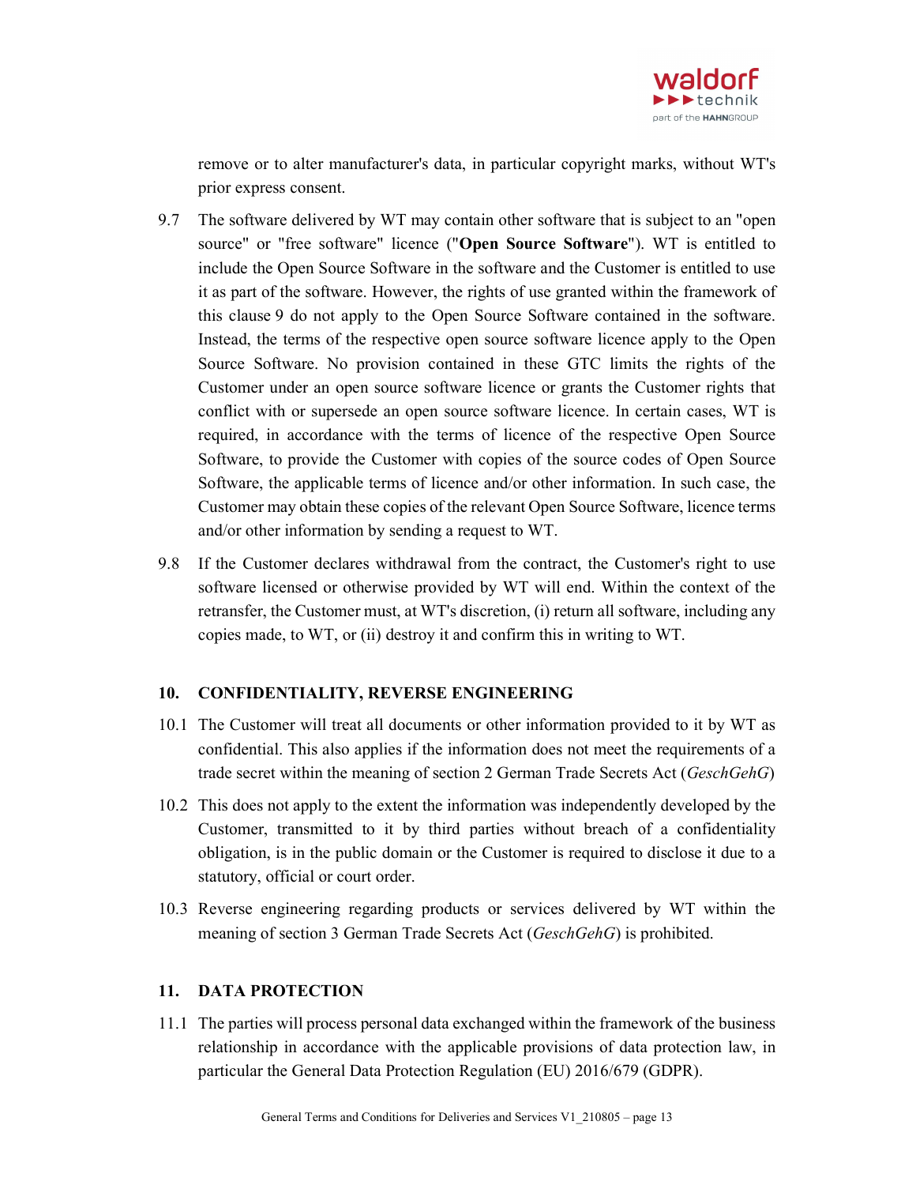remove or to alter manufacturer's data, in particular copyright marks, without WT's prior express consent.

9.7 The software delivered by WT may contain other software that is subject to an "open source" or "free software" licence ("**Open Source Software**"). WT is entitled to include the Open Source Software in the software and the Customer is entitled to use it as part of the software. However, the rights of use granted within the framework of this clause 9 do not apply to the Open Source Software contained in the software. Instead, the terms of the respective open source software licence apply to the Open Source Software. No provision contained in these GTC limits the rights of the Customer under an open source software licence or grants the Customer rights that conflict with or supersede an open source software licence. In certain cases, WT is required, in accordance with the terms of licence of the respective Open Source Software, to provide the Customer with copies of the source codes of Open Source Software, the applicable terms of licence and/or other information. In such case, the Customer may obtain these copies of the relevant Open Source Software, licence terms and/or other information by sending a request to WT.

9.8 If the Customer declares withdrawal from the contract, the Customer's right to use software licensed or otherwise provided by WT will end. Within the context of the retransfer, the Customer must, at WT's discretion, (i) return all software, including any copies made, to WT, or (ii) destroy it and confirm this in writing to WT.

## 10. CONFIDENTIALITY, REVERSE ENGINEERING

10.1 The Customer will treat all documents or other information provided to it by WT as confidential. This also applies if the information does not meet the requirements of a trade secret within the meaning of section 2 German Trade Secrets Act (*GeschGehG*)

10.2 This does not apply to the extent the information was independently developed by the Customer, transmitted to it by third parties without breach of a confidentiality obligation, is in the public domain or the Customer is required to disclose it due to a statutory, official or court order.

10.3 Reverse engineering regarding products or services delivered by WT within the meaning of section 3 German Trade Secrets Act (*GeschGehG*) is prohibited.

## 11. DATA PROTECTION

11.1 The parties will process personal data exchanged within the framework of the business relationship in accordance with the applicable provisions of data protection law, in particular the General Data Protection Regulation (EU) 2016/679 (GDPR).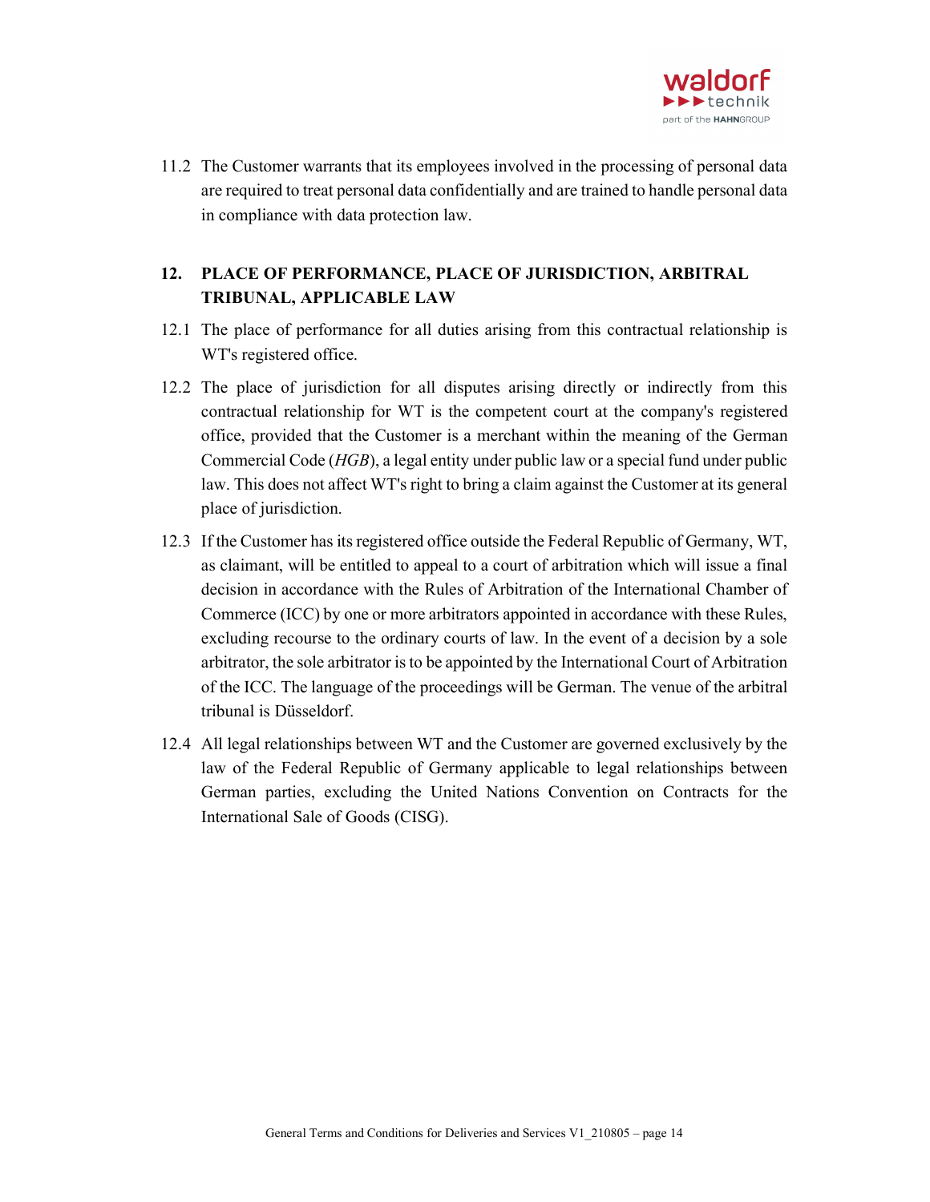11.2 The Customer warrants that its employees involved in the processing of personal data are required to treat personal data confidentially and are trained to handle personal data in compliance with data protection law.

## 12. PLACE OF PERFORMANCE, PLACE OF JURISDICTION, ARBITRAL TRIBUNAL, APPLICABLE LAW

12.1 The place of performance for all duties arising from this contractual relationship is WT's registered office.

12.2 The place of jurisdiction for all disputes arising directly or indirectly from this contractual relationship for WT is the competent court at the company's registered office, provided that the Customer is a merchant within the meaning of the German Commercial Code (*HGB*), a legal entity under public law or a special fund under public law. This does not affect WT's right to bring a claim against the Customer at its general place of jurisdiction.

12.3 If the Customer has its registered office outside the Federal Republic of Germany, WT, as claimant, will be entitled to appeal to a court of arbitration which will issue a final decision in accordance with the Rules of Arbitration of the International Chamber of Commerce (ICC) by one or more arbitrators appointed in accordance with these Rules, excluding recourse to the ordinary courts of law. In the event of a decision by a sole arbitrator, the sole arbitrator is to be appointed by the International Court of Arbitration of the ICC. The language of the proceedings will be German. The venue of the arbitral tribunal is Düsseldorf.

12.4 All legal relationships between WT and the Customer are governed exclusively by the law of the Federal Republic of Germany applicable to legal relationships between German parties, excluding the United Nations Convention on Contracts for the International Sale of Goods (CISG).